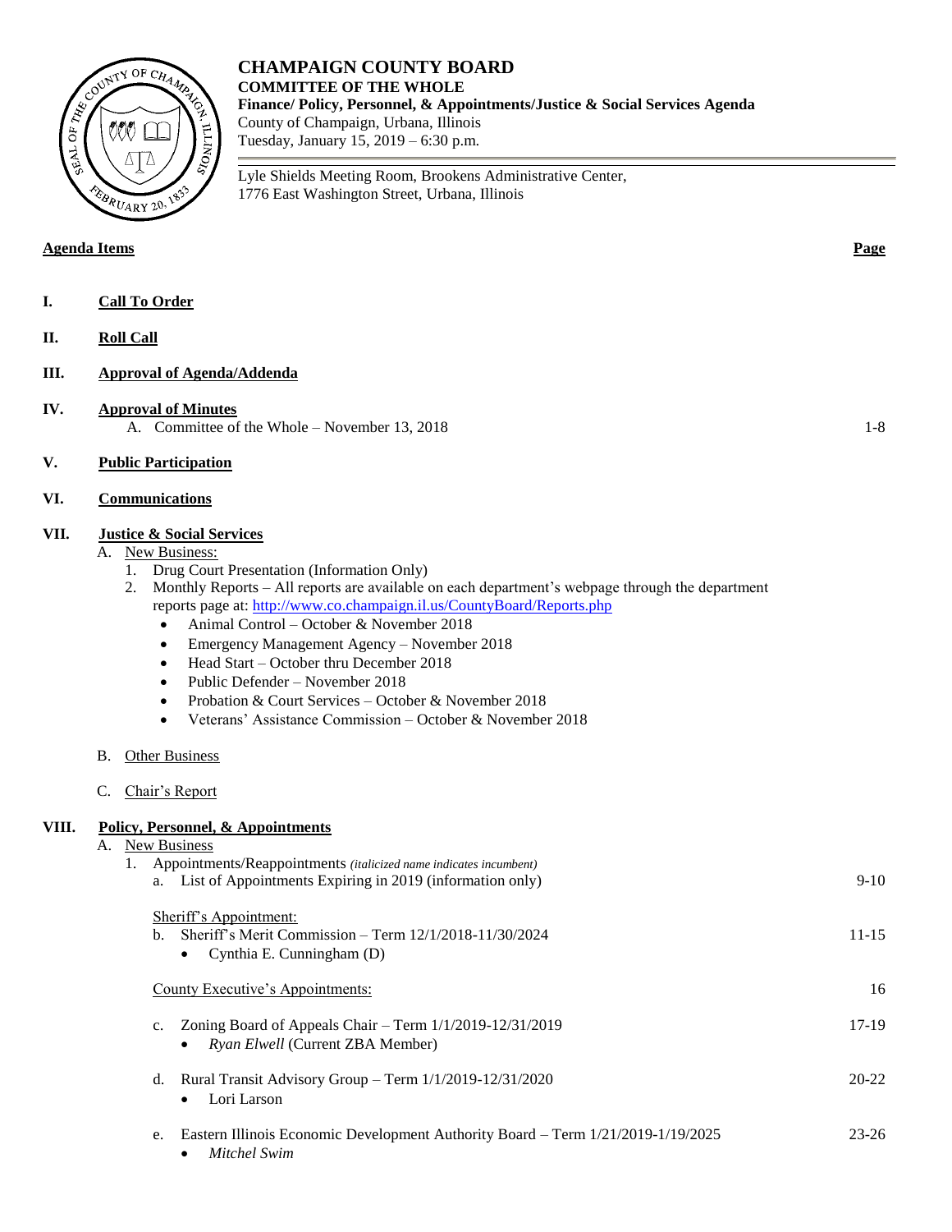# CHAMPAIGN COUNTY BOARD

**COMMITTEE OF THE WHOLE**

**Finance/ Policy, Personnel, & Appointments/Justice & Social Services Agenda**

County of Champaign, Urbana, Illinois

Tuesday, January 15, 2019 – 6:30 p.m.

Lyle Shields Meeting Room, Brookens Administrative Center,
1776 East Washington Street, Urbana, Illinois

| **Agenda Items** | **Page** |
|---|---|
| **I. Call To Order** | |
| **II. Roll Call** | |
| **III. Approval of Agenda/Addenda** | |
| **IV. Approval of Minutes** | |
| A. Committee of the Whole – November 13, 2018 | 1-8 |
| **V. Public Participation** | |
| **VI. Communications** | |
| **VII. Justice & Social Services** | |
| A. New Business: | |
| 1. Drug Court Presentation (Information Only) | |
| 2. Monthly Reports – All reports are available on each department's webpage through the department reports page at: http://www.co.champaign.il.us/CountyBoard/Reports.php | |
| • Animal Control – October & November 2018 | |
| • Emergency Management Agency – November 2018 | |
| • Head Start – October thru December 2018 | |
| • Public Defender – November 2018 | |
| • Probation & Court Services – October & November 2018 | |
| • Veterans' Assistance Commission – October & November 2018 | |
| B. Other Business | |
| C. Chair's Report | |
| **VIII. Policy, Personnel, & Appointments** | |
| A. New Business | |
| 1. Appointments/Reappointments *(italicized name indicates incumbent)* | |
| a. List of Appointments Expiring in 2019 (information only) | 9-10 |
| Sheriff's Appointment: | |
| b. Sheriff's Merit Commission – Term 12/1/2018-11/30/2024 | 11-15 |
| • Cynthia E. Cunningham (D) | |
| County Executive's Appointments: | 16 |
| c. Zoning Board of Appeals Chair – Term 1/1/2019-12/31/2019 | 17-19 |
| • *Ryan Elwell* (Current ZBA Member) | |
| d. Rural Transit Advisory Group – Term 1/1/2019-12/31/2020 | 20-22 |
| • Lori Larson | |
| e. Eastern Illinois Economic Development Authority Board – Term 1/21/2019-1/19/2025 | 23-26 |
| • *Mitchel Swim* | |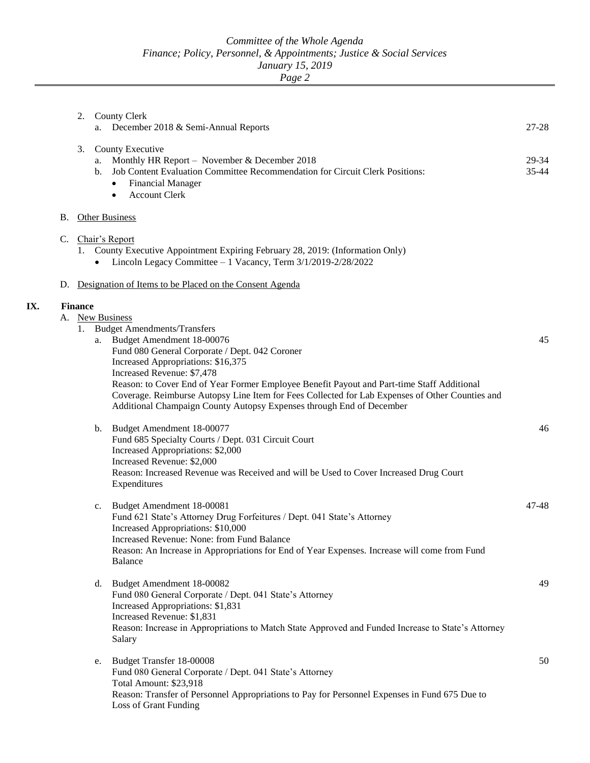2. County Clerk
   a. December 2018 & Semi-Annual Reports — 27-28

3. County Executive
   a. Monthly HR Report – November & December 2018 — 29-34
   b. Job Content Evaluation Committee Recommendation for Circuit Clerk Positions: — 35-44
      - Financial Manager
      - Account Clerk

B. <u>Other Business</u>

C. <u>Chair's Report</u>
   1. County Executive Appointment Expiring February 28, 2019: (Information Only)
      - Lincoln Legacy Committee – 1 Vacancy, Term 3/1/2019-2/28/2022

D. <u>Designation of Items to be Placed on the Consent Agenda</u>

## IX. Finance

A. <u>New Business</u>

1. Budget Amendments/Transfers

   a. Budget Amendment 18-00076 — 45
      Fund 080 General Corporate / Dept. 042 Coroner
      Increased Appropriations: $16,375
      Increased Revenue: $7,478
      Reason: to Cover End of Year Former Employee Benefit Payout and Part-time Staff Additional Coverage. Reimburse Autopsy Line Item for Fees Collected for Lab Expenses of Other Counties and Additional Champaign County Autopsy Expenses through End of December

   b. Budget Amendment 18-00077 — 46
      Fund 685 Specialty Courts / Dept. 031 Circuit Court
      Increased Appropriations: $2,000
      Increased Revenue: $2,000
      Reason: Increased Revenue was Received and will be Used to Cover Increased Drug Court Expenditures

   c. Budget Amendment 18-00081 — 47-48
      Fund 621 State's Attorney Drug Forfeitures / Dept. 041 State's Attorney
      Increased Appropriations: $10,000
      Increased Revenue: None: from Fund Balance
      Reason: An Increase in Appropriations for End of Year Expenses. Increase will come from Fund Balance

   d. Budget Amendment 18-00082 — 49
      Fund 080 General Corporate / Dept. 041 State's Attorney
      Increased Appropriations: $1,831
      Increased Revenue: $1,831
      Reason: Increase in Appropriations to Match State Approved and Funded Increase to State's Attorney Salary

   e. Budget Transfer 18-00008 — 50
      Fund 080 General Corporate / Dept. 041 State's Attorney
      Total Amount: $23,918
      Reason: Transfer of Personnel Appropriations to Pay for Personnel Expenses in Fund 675 Due to Loss of Grant Funding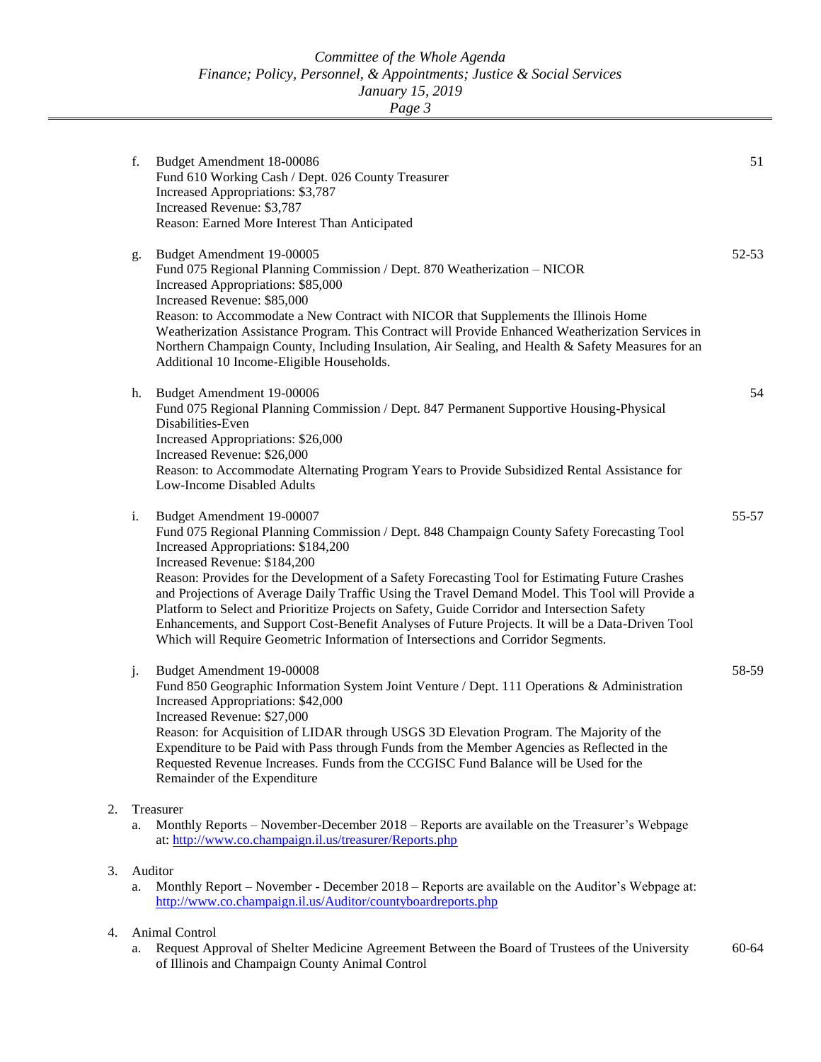f. Budget Amendment 18-00086 — 51
   Fund 610 Working Cash / Dept. 026 County Treasurer
   Increased Appropriations: $3,787
   Increased Revenue: $3,787
   Reason: Earned More Interest Than Anticipated

g. Budget Amendment 19-00005 — 52-53
   Fund 075 Regional Planning Commission / Dept. 870 Weatherization – NICOR
   Increased Appropriations: $85,000
   Increased Revenue: $85,000
   Reason: to Accommodate a New Contract with NICOR that Supplements the Illinois Home Weatherization Assistance Program. This Contract will Provide Enhanced Weatherization Services in Northern Champaign County, Including Insulation, Air Sealing, and Health & Safety Measures for an Additional 10 Income-Eligible Households.

h. Budget Amendment 19-00006 — 54
   Fund 075 Regional Planning Commission / Dept. 847 Permanent Supportive Housing-Physical Disabilities-Even
   Increased Appropriations: $26,000
   Increased Revenue: $26,000
   Reason: to Accommodate Alternating Program Years to Provide Subsidized Rental Assistance for Low-Income Disabled Adults

i. Budget Amendment 19-00007 — 55-57
   Fund 075 Regional Planning Commission / Dept. 848 Champaign County Safety Forecasting Tool
   Increased Appropriations: $184,200
   Increased Revenue: $184,200
   Reason: Provides for the Development of a Safety Forecasting Tool for Estimating Future Crashes and Projections of Average Daily Traffic Using the Travel Demand Model. This Tool will Provide a Platform to Select and Prioritize Projects on Safety, Guide Corridor and Intersection Safety Enhancements, and Support Cost-Benefit Analyses of Future Projects. It will be a Data-Driven Tool Which will Require Geometric Information of Intersections and Corridor Segments.

j. Budget Amendment 19-00008 — 58-59
   Fund 850 Geographic Information System Joint Venture / Dept. 111 Operations & Administration
   Increased Appropriations: $42,000
   Increased Revenue: $27,000
   Reason: for Acquisition of LIDAR through USGS 3D Elevation Program. The Majority of the Expenditure to be Paid with Pass through Funds from the Member Agencies as Reflected in the Requested Revenue Increases. Funds from the CCGISC Fund Balance will be Used for the Remainder of the Expenditure

2. Treasurer
   a. Monthly Reports – November-December 2018 – Reports are available on the Treasurer's Webpage at: http://www.co.champaign.il.us/treasurer/Reports.php

3. Auditor
   a. Monthly Report – November - December 2018 – Reports are available on the Auditor's Webpage at: http://www.co.champaign.il.us/Auditor/countyboardreports.php

4. Animal Control
   a. Request Approval of Shelter Medicine Agreement Between the Board of Trustees of the University of Illinois and Champaign County Animal Control — 60-64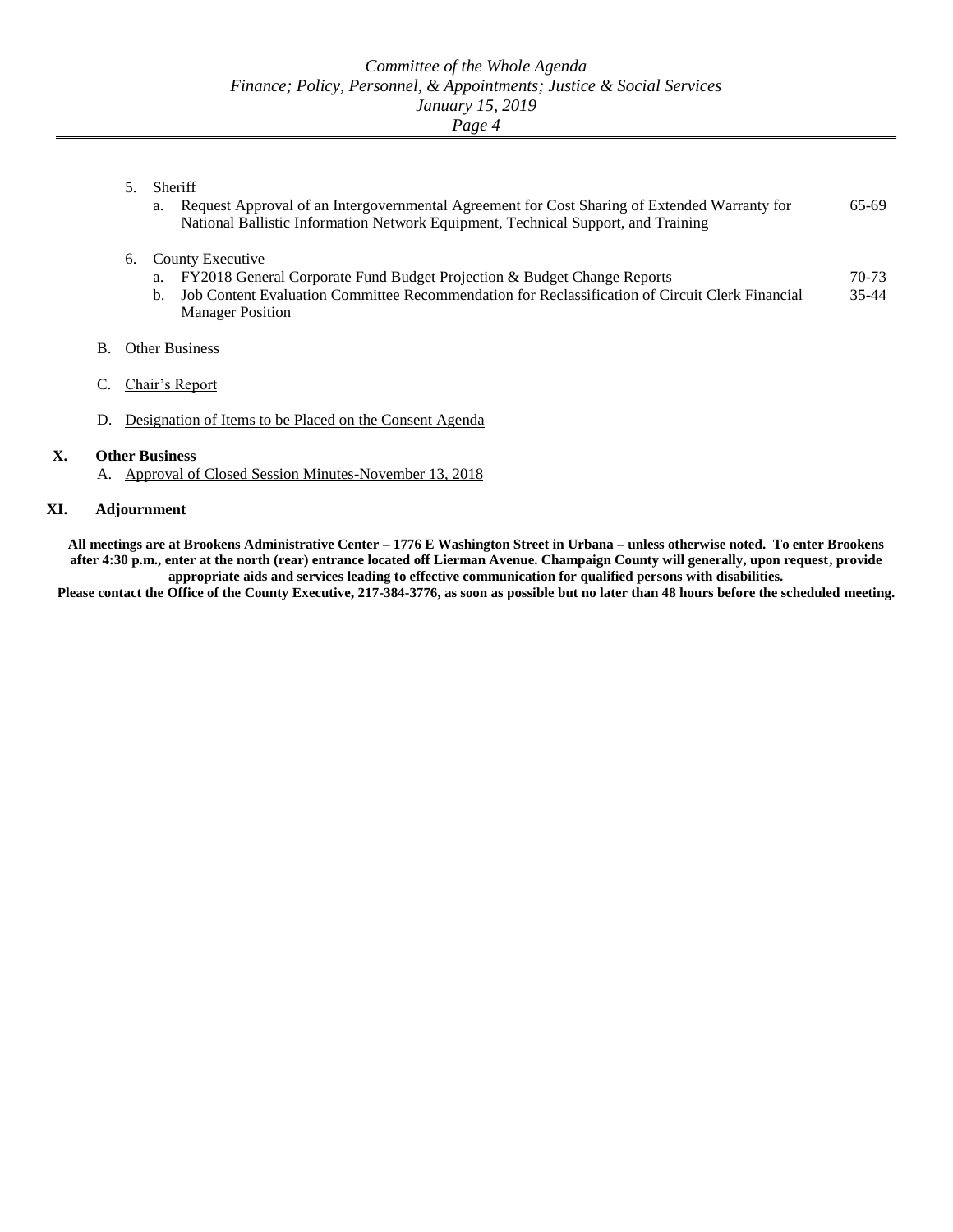5. Sheriff
   a. Request Approval of an Intergovernmental Agreement for Cost Sharing of Extended Warranty for National Ballistic Information Network Equipment, Technical Support, and Training — 65-69

6. County Executive
   a. FY2018 General Corporate Fund Budget Projection & Budget Change Reports — 70-73
   b. Job Content Evaluation Committee Recommendation for Reclassification of Circuit Clerk Financial Manager Position — 35-44

B. Other Business

C. Chair's Report

D. Designation of Items to be Placed on the Consent Agenda

**X. Other Business**

A. Approval of Closed Session Minutes-November 13, 2018

**XI. Adjournment**

**All meetings are at Brookens Administrative Center – 1776 E Washington Street in Urbana – unless otherwise noted. To enter Brookens after 4:30 p.m., enter at the north (rear) entrance located off Lierman Avenue. Champaign County will generally, upon request, provide appropriate aids and services leading to effective communication for qualified persons with disabilities. Please contact the Office of the County Executive, 217-384-3776, as soon as possible but no later than 48 hours before the scheduled meeting.**